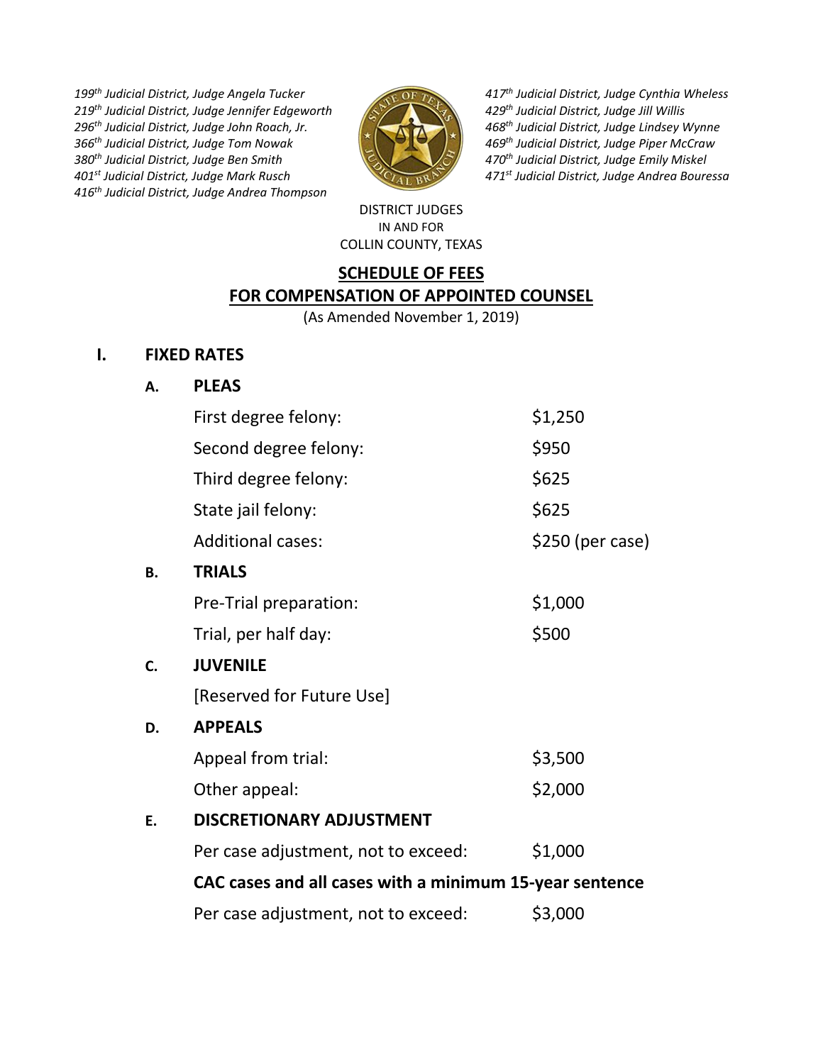*199th Judicial District, Judge Angela Tucker*
*219th Judicial District, Judge Jennifer Edgeworth*
*296th Judicial District, Judge John Roach, Jr.*
*366th Judicial District, Judge Tom Nowak*
*380th Judicial District, Judge Ben Smith*
*401st Judicial District, Judge Mark Rusch*
*416th Judicial District, Judge Andrea Thompson*
*417th Judicial District, Judge Cynthia Wheless*
*429th Judicial District, Judge Jill Willis*
*468th Judicial District, Judge Lindsey Wynne*
*469th Judicial District, Judge Piper McCraw*
*470th Judicial District, Judge Emily Miskel*
*471st Judicial District, Judge Andrea Bouressa*

DISTRICT JUDGES
IN AND FOR
COLLIN COUNTY, TEXAS

# SCHEDULE OF FEES
# FOR COMPENSATION OF APPOINTED COUNSEL

(As Amended November 1, 2019)

## I. FIXED RATES

### A. PLEAS

| | |
|---|---|
| First degree felony: | $1,250 |
| Second degree felony: | $950 |
| Third degree felony: | $625 |
| State jail felony: | $625 |
| Additional cases: | $250 (per case) |

### B. TRIALS

| | |
|---|---|
| Pre-Trial preparation: | $1,000 |
| Trial, per half day: | $500 |

### C. JUVENILE

[Reserved for Future Use]

### D. APPEALS

| | |
|---|---|
| Appeal from trial: | $3,500 |
| Other appeal: | $2,000 |

### E. DISCRETIONARY ADJUSTMENT

| | |
|---|---|
| Per case adjustment, not to exceed: | $1,000 |

**CAC cases and all cases with a minimum 15-year sentence**

| | |
|---|---|
| Per case adjustment, not to exceed: | $3,000 |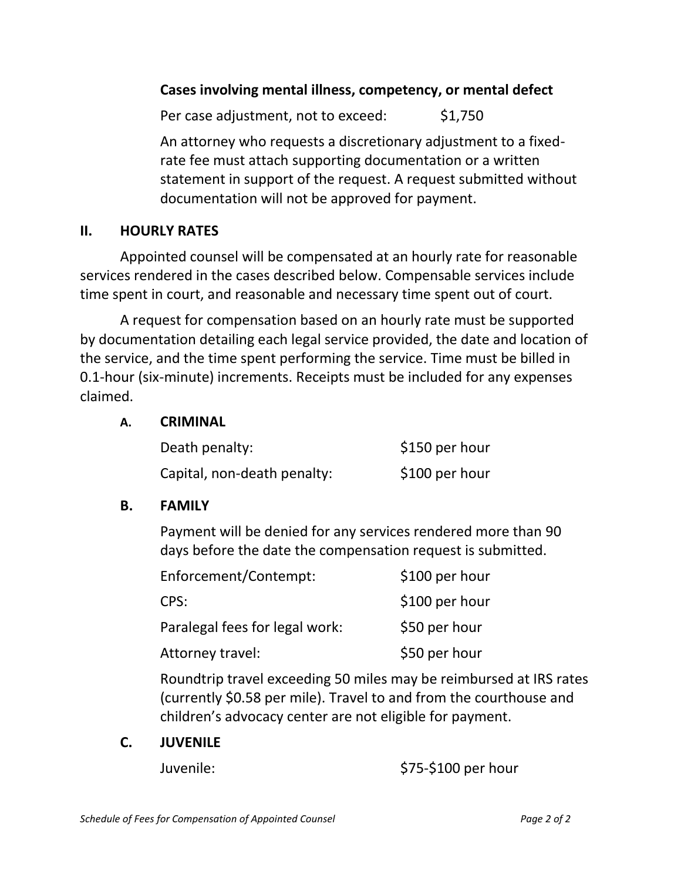**Cases involving mental illness, competency, or mental defect**

| | |
|---|---|
| Per case adjustment, not to exceed: | $1,750 |

An attorney who requests a discretionary adjustment to a fixed-rate fee must attach supporting documentation or a written statement in support of the request. A request submitted without documentation will not be approved for payment.

## II. HOURLY RATES

Appointed counsel will be compensated at an hourly rate for reasonable services rendered in the cases described below. Compensable services include time spent in court, and reasonable and necessary time spent out of court.

A request for compensation based on an hourly rate must be supported by documentation detailing each legal service provided, the date and location of the service, and the time spent performing the service. Time must be billed in 0.1-hour (six-minute) increments. Receipts must be included for any expenses claimed.

### A. CRIMINAL

| | |
|---|---|
| Death penalty: | $150 per hour |
| Capital, non-death penalty: | $100 per hour |

### B. FAMILY

Payment will be denied for any services rendered more than 90 days before the date the compensation request is submitted.

| | |
|---|---|
| Enforcement/Contempt: | $100 per hour |
| CPS: | $100 per hour |
| Paralegal fees for legal work: | $50 per hour |
| Attorney travel: | $50 per hour |

Roundtrip travel exceeding 50 miles may be reimbursed at IRS rates (currently $0.58 per mile). Travel to and from the courthouse and children's advocacy center are not eligible for payment.

### C. JUVENILE

| | |
|---|---|
| Juvenile: | $75-$100 per hour |